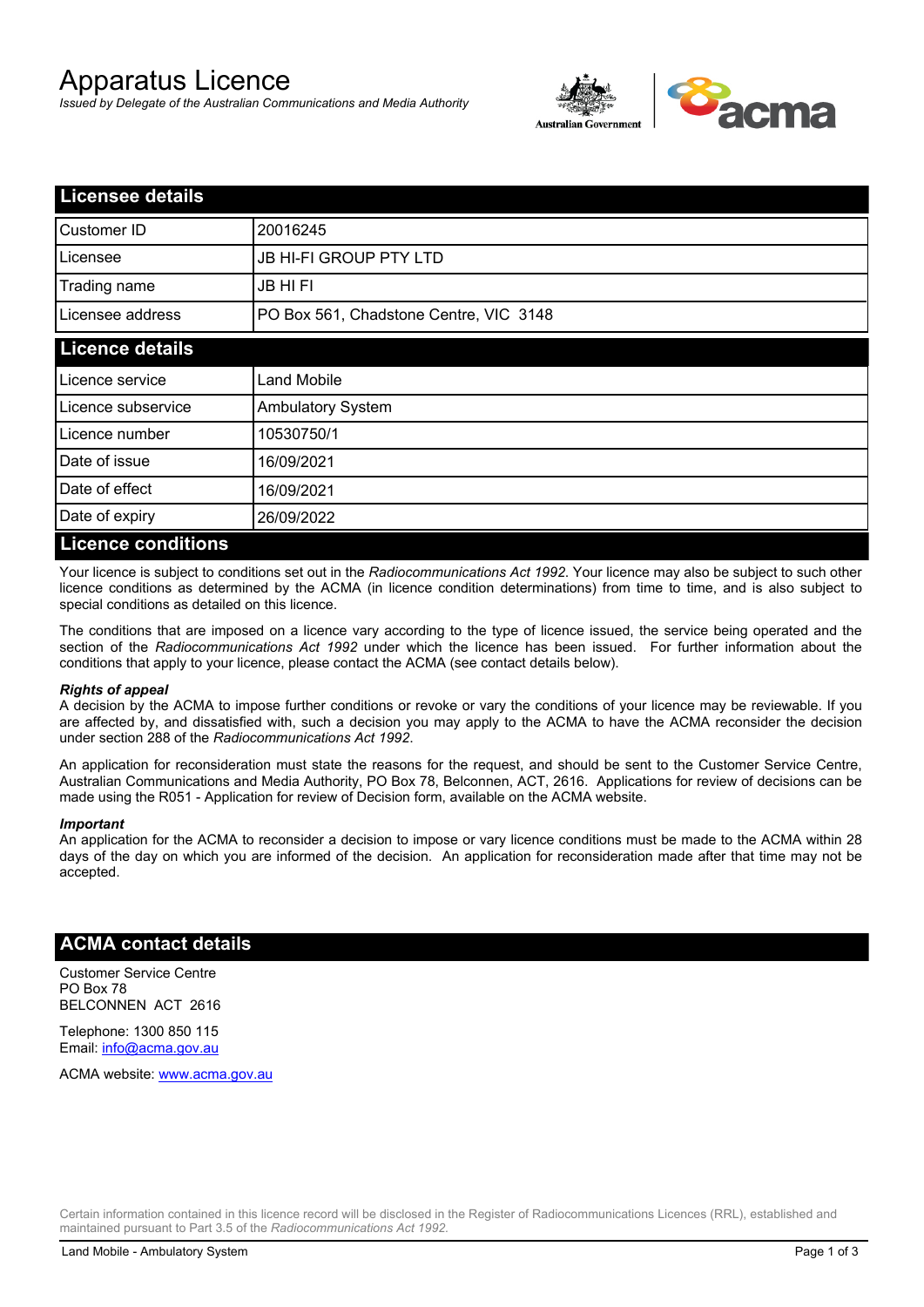# Apparatus Licence

*Issued by Delegate of the Australian Communications and Media Authority*

## Licensee details

| | |
|---|---|
| Customer ID | 20016245 |
| Licensee | JB HI-FI GROUP PTY LTD |
| Trading name | JB HI FI |
| Licensee address | PO Box 561, Chadstone Centre, VIC 3148 |

## Licence details

| | |
|---|---|
| Licence service | Land Mobile |
| Licence subservice | Ambulatory System |
| Licence number | 10530750/1 |
| Date of issue | 16/09/2021 |
| Date of effect | 16/09/2021 |
| Date of expiry | 26/09/2022 |

## Licence conditions

Your licence is subject to conditions set out in the *Radiocommunications Act 1992*. Your licence may also be subject to such other licence conditions as determined by the ACMA (in licence condition determinations) from time to time, and is also subject to special conditions as detailed on this licence.

The conditions that are imposed on a licence vary according to the type of licence issued, the service being operated and the section of the *Radiocommunications Act 1992* under which the licence has been issued. For further information about the conditions that apply to your licence, please contact the ACMA (see contact details below).

#### *Rights of appeal*

A decision by the ACMA to impose further conditions or revoke or vary the conditions of your licence may be reviewable. If you are affected by, and dissatisfied with, such a decision you may apply to the ACMA to have the ACMA reconsider the decision under section 288 of the *Radiocommunications Act 1992*.

An application for reconsideration must state the reasons for the request, and should be sent to the Customer Service Centre, Australian Communications and Media Authority, PO Box 78, Belconnen, ACT, 2616. Applications for review of decisions can be made using the R051 - Application for review of Decision form, available on the ACMA website.

#### *Important*

An application for the ACMA to reconsider a decision to impose or vary licence conditions must be made to the ACMA within 28 days of the day on which you are informed of the decision. An application for reconsideration made after that time may not be accepted.

## ACMA contact details

Customer Service Centre
PO Box 78
BELCONNEN ACT 2616

Telephone: 1300 850 115
Email: info@acma.gov.au

ACMA website: www.acma.gov.au

Certain information contained in this licence record will be disclosed in the Register of Radiocommunications Licences (RRL), established and maintained pursuant to Part 3.5 of the *Radiocommunications Act 1992.*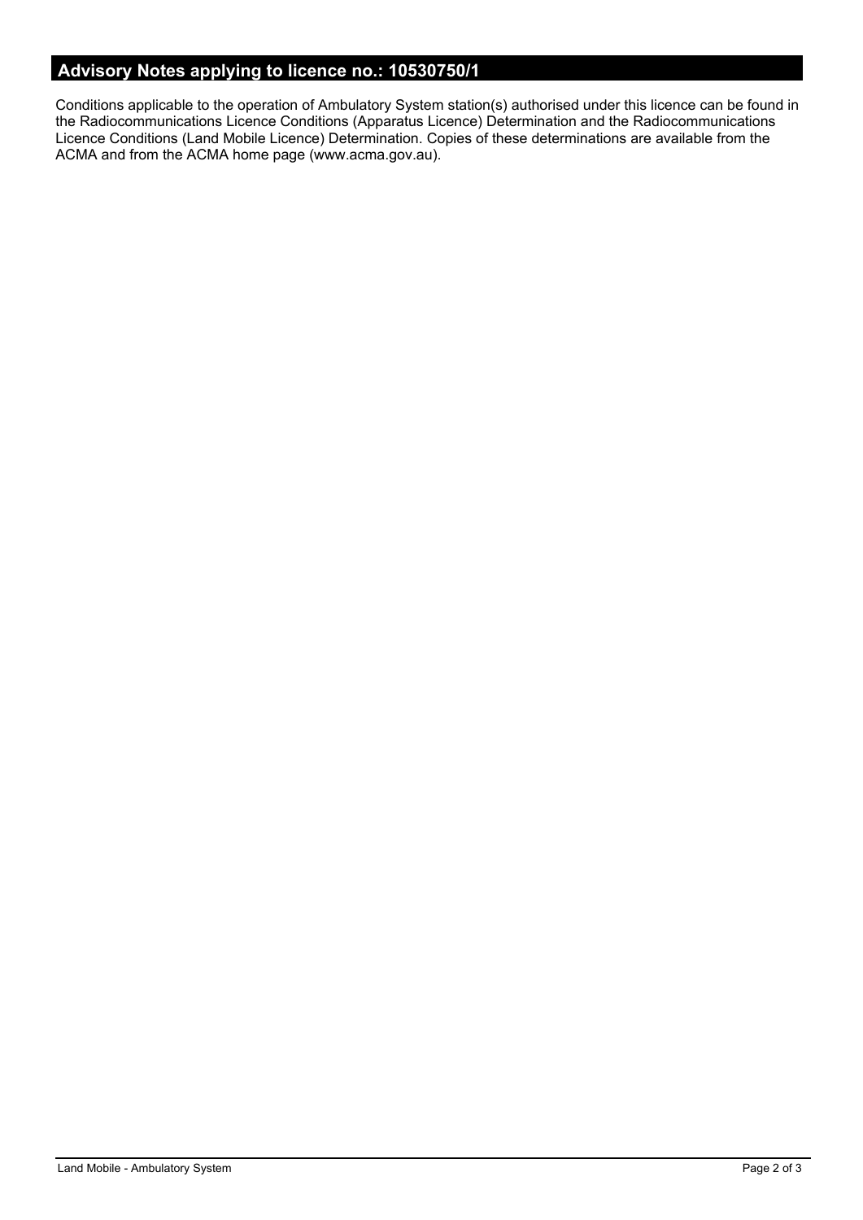## Advisory Notes applying to licence no.: 10530750/1

Conditions applicable to the operation of Ambulatory System station(s) authorised under this licence can be found in the Radiocommunications Licence Conditions (Apparatus Licence) Determination and the Radiocommunications Licence Conditions (Land Mobile Licence) Determination. Copies of these determinations are available from the ACMA and from the ACMA home page (www.acma.gov.au).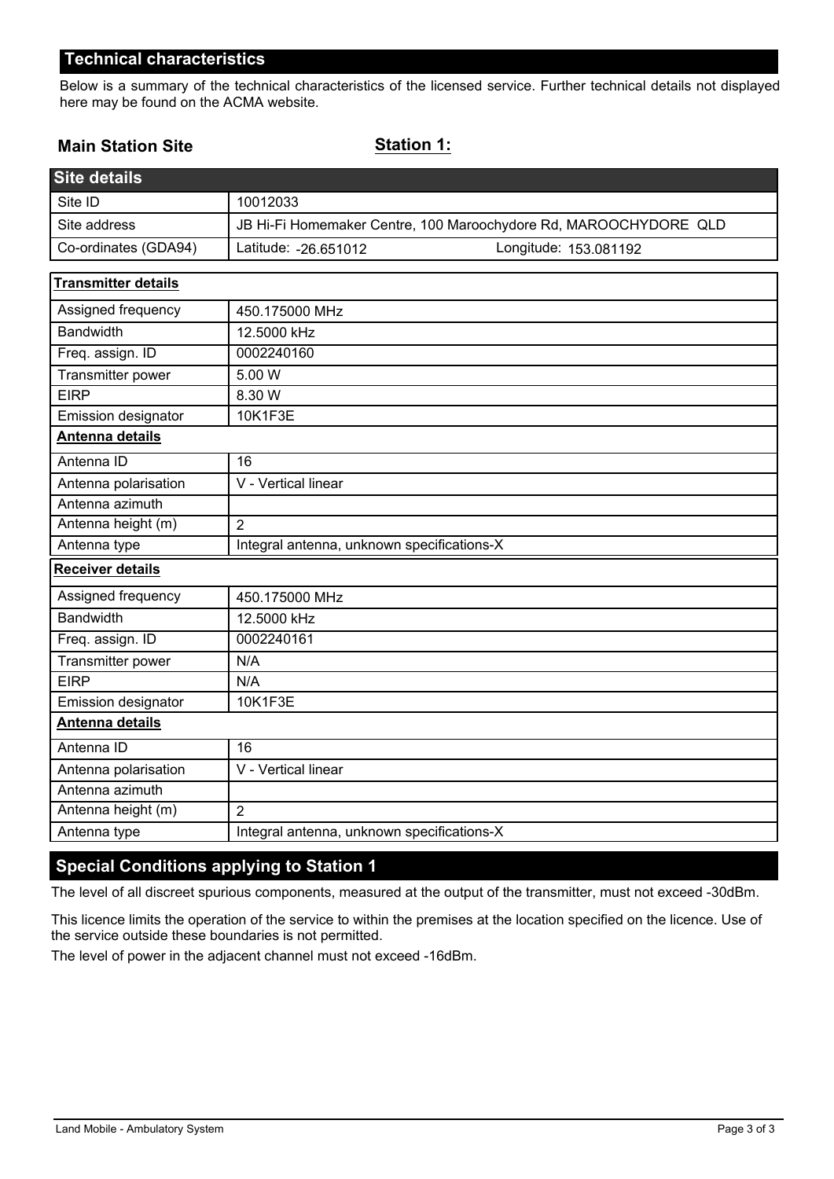## Technical characteristics

Below is a summary of the technical characteristics of the licensed service. Further technical details not displayed here may be found on the ACMA website.

**Main Station Site** **Station 1:**

| Site details | |
|---|---|
| Site ID | 10012033 |
| Site address | JB Hi-Fi Homemaker Centre, 100 Maroochydore Rd, MAROOCHYDORE QLD |
| Co-ordinates (GDA94) | Latitude: -26.651012 Longitude: 153.081192 |

| Transmitter details | |
|---|---|
| Assigned frequency | 450.175000 MHz |
| Bandwidth | 12.5000 kHz |
| Freq. assign. ID | 0002240160 |
| Transmitter power | 5.00 W |
| EIRP | 8.30 W |
| Emission designator | 10K1F3E |
| **Antenna details** | |
| Antenna ID | 16 |
| Antenna polarisation | V - Vertical linear |
| Antenna azimuth | |
| Antenna height (m) | 2 |
| Antenna type | Integral antenna, unknown specifications-X |

| Receiver details | |
|---|---|
| Assigned frequency | 450.175000 MHz |
| Bandwidth | 12.5000 kHz |
| Freq. assign. ID | 0002240161 |
| Transmitter power | N/A |
| EIRP | N/A |
| Emission designator | 10K1F3E |
| **Antenna details** | |
| Antenna ID | 16 |
| Antenna polarisation | V - Vertical linear |
| Antenna azimuth | |
| Antenna height (m) | 2 |
| Antenna type | Integral antenna, unknown specifications-X |

## Special Conditions applying to Station 1

The level of all discreet spurious components, measured at the output of the transmitter, must not exceed -30dBm.

This licence limits the operation of the service to within the premises at the location specified on the licence. Use of the service outside these boundaries is not permitted.

The level of power in the adjacent channel must not exceed -16dBm.